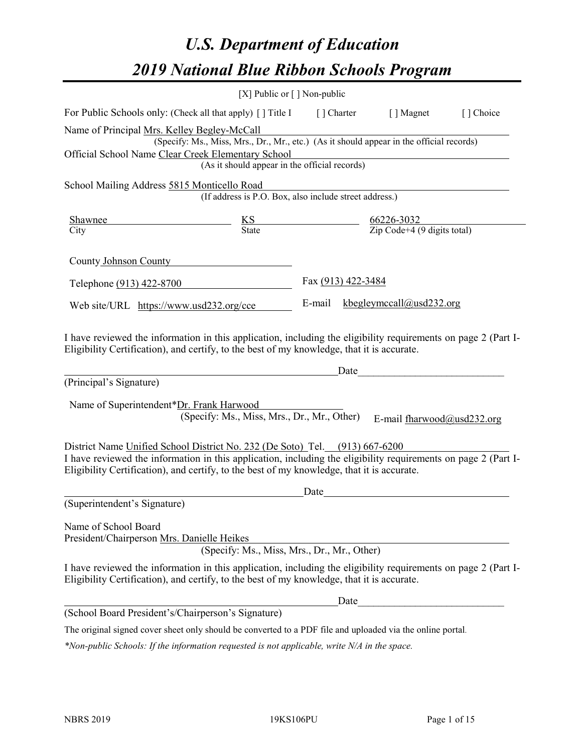# U.S. Department of Education

# 2019 National Blue Ribbon Schools Program

[X] Public or [ ] Non-public

For Public Schools only: (Check all that apply) [ ] Title I [ ] Charter [ ] Magnet [ ] Choice

Name of Principal Mrs. Kelley Begley-McCall
(Specify: Ms., Miss, Mrs., Dr., Mr., etc.) (As it should appear in the official records)

Official School Name Clear Creek Elementary School
(As it should appear in the official records)

School Mailing Address 5815 Monticello Road
(If address is P.O. Box, also include street address.)

| Shawnee | KS | 66226-3032 |
|---|---|---|
| City | State | Zip Code+4 (9 digits total) |

County Johnson County

Telephone (913) 422-8700 Fax (913) 422-3484

Web site/URL https://www.usd232.org/cce E-mail kbegleymccall@usd232.org

I have reviewed the information in this application, including the eligibility requirements on page 2 (Part I-Eligibility Certification), and certify, to the best of my knowledge, that it is accurate.

_______________________________________ Date_______________________

(Principal's Signature)

Name of Superintendent*Dr. Frank Harwood
(Specify: Ms., Miss, Mrs., Dr., Mr., Other) E-mail fharwood@usd232.org

District Name Unified School District No. 232 (De Soto) Tel. (913) 667-6200

I have reviewed the information in this application, including the eligibility requirements on page 2 (Part I-Eligibility Certification), and certify, to the best of my knowledge, that it is accurate.

_______________________________________ Date_______________________

(Superintendent's Signature)

Name of School Board
President/Chairperson Mrs. Danielle Heikes
(Specify: Ms., Miss, Mrs., Dr., Mr., Other)

I have reviewed the information in this application, including the eligibility requirements on page 2 (Part I-Eligibility Certification), and certify, to the best of my knowledge, that it is accurate.

_______________________________________ Date_______________________

(School Board President's/Chairperson's Signature)

The original signed cover sheet only should be converted to a PDF file and uploaded via the online portal.

*\*Non-public Schools: If the information requested is not applicable, write N/A in the space.*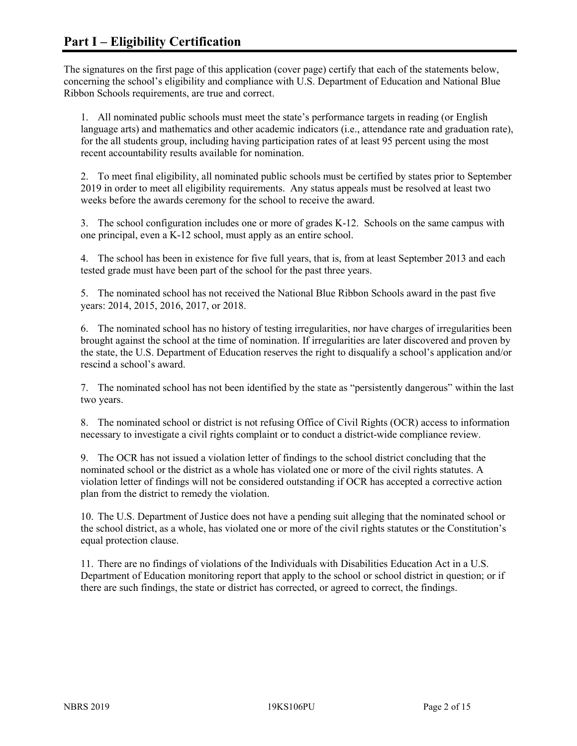# Part I – Eligibility Certification

The signatures on the first page of this application (cover page) certify that each of the statements below, concerning the school's eligibility and compliance with U.S. Department of Education and National Blue Ribbon Schools requirements, are true and correct.

1. All nominated public schools must meet the state's performance targets in reading (or English language arts) and mathematics and other academic indicators (i.e., attendance rate and graduation rate), for the all students group, including having participation rates of at least 95 percent using the most recent accountability results available for nomination.

2. To meet final eligibility, all nominated public schools must be certified by states prior to September 2019 in order to meet all eligibility requirements. Any status appeals must be resolved at least two weeks before the awards ceremony for the school to receive the award.

3. The school configuration includes one or more of grades K-12. Schools on the same campus with one principal, even a K-12 school, must apply as an entire school.

4. The school has been in existence for five full years, that is, from at least September 2013 and each tested grade must have been part of the school for the past three years.

5. The nominated school has not received the National Blue Ribbon Schools award in the past five years: 2014, 2015, 2016, 2017, or 2018.

6. The nominated school has no history of testing irregularities, nor have charges of irregularities been brought against the school at the time of nomination. If irregularities are later discovered and proven by the state, the U.S. Department of Education reserves the right to disqualify a school's application and/or rescind a school's award.

7. The nominated school has not been identified by the state as "persistently dangerous" within the last two years.

8. The nominated school or district is not refusing Office of Civil Rights (OCR) access to information necessary to investigate a civil rights complaint or to conduct a district-wide compliance review.

9. The OCR has not issued a violation letter of findings to the school district concluding that the nominated school or the district as a whole has violated one or more of the civil rights statutes. A violation letter of findings will not be considered outstanding if OCR has accepted a corrective action plan from the district to remedy the violation.

10. The U.S. Department of Justice does not have a pending suit alleging that the nominated school or the school district, as a whole, has violated one or more of the civil rights statutes or the Constitution's equal protection clause.

11. There are no findings of violations of the Individuals with Disabilities Education Act in a U.S. Department of Education monitoring report that apply to the school or school district in question; or if there are such findings, the state or district has corrected, or agreed to correct, the findings.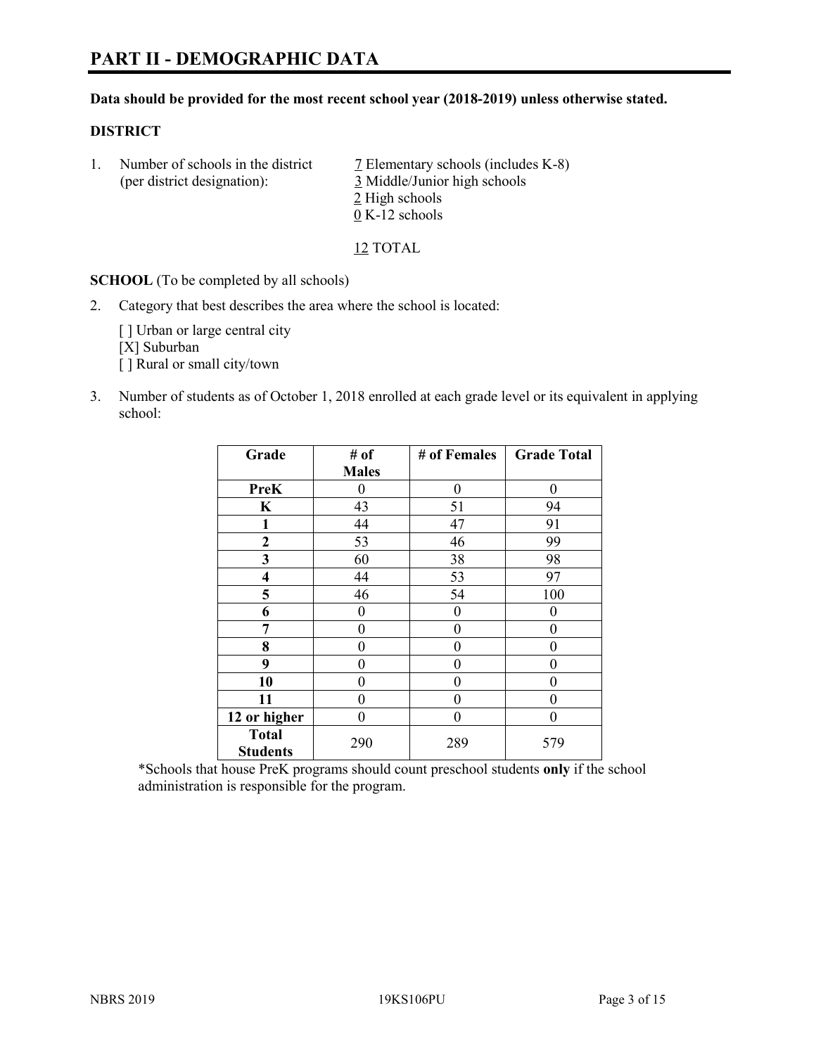# PART II - DEMOGRAPHIC DATA

**Data should be provided for the most recent school year (2018-2019) unless otherwise stated.**

**DISTRICT**

1. Number of schools in the district (per district designation):
   - 7 Elementary schools (includes K-8)
   - 3 Middle/Junior high schools
   - 2 High schools
   - 0 K-12 schools

   12 TOTAL

**SCHOOL** (To be completed by all schools)

2. Category that best describes the area where the school is located:

   [ ] Urban or large central city
   [X] Suburban
   [ ] Rural or small city/town

3. Number of students as of October 1, 2018 enrolled at each grade level or its equivalent in applying school:

| Grade | # of Males | # of Females | Grade Total |
|---|---|---|---|
| PreK | 0 | 0 | 0 |
| K | 43 | 51 | 94 |
| 1 | 44 | 47 | 91 |
| 2 | 53 | 46 | 99 |
| 3 | 60 | 38 | 98 |
| 4 | 44 | 53 | 97 |
| 5 | 46 | 54 | 100 |
| 6 | 0 | 0 | 0 |
| 7 | 0 | 0 | 0 |
| 8 | 0 | 0 | 0 |
| 9 | 0 | 0 | 0 |
| 10 | 0 | 0 | 0 |
| 11 | 0 | 0 | 0 |
| 12 or higher | 0 | 0 | 0 |
| Total Students | 290 | 289 | 579 |

*Schools that house PreK programs should count preschool students **only** if the school administration is responsible for the program.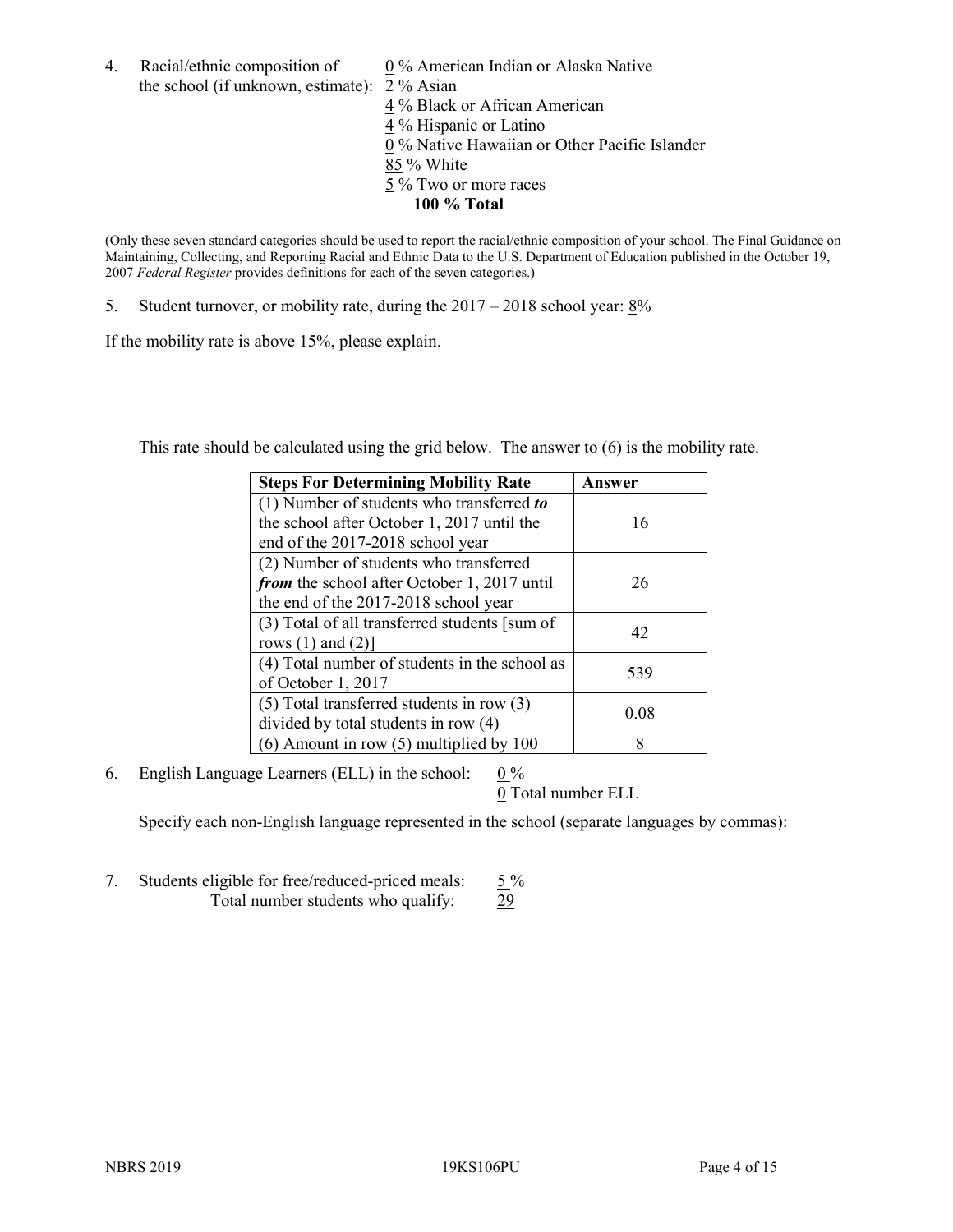4. Racial/ethnic composition of the school (if unknown, estimate):
   0 % American Indian or Alaska Native
   2 % Asian
   4 % Black or African American
   4 % Hispanic or Latino
   0 % Native Hawaiian or Other Pacific Islander
   85 % White
   5 % Two or more races
   **100 % Total**

(Only these seven standard categories should be used to report the racial/ethnic composition of your school. The Final Guidance on Maintaining, Collecting, and Reporting Racial and Ethnic Data to the U.S. Department of Education published in the October 19, 2007 *Federal Register* provides definitions for each of the seven categories.)

5. Student turnover, or mobility rate, during the 2017 – 2018 school year: 8%

If the mobility rate is above 15%, please explain.

This rate should be calculated using the grid below. The answer to (6) is the mobility rate.

| **Steps For Determining Mobility Rate** | **Answer** |
|---|---|
| (1) Number of students who transferred ***to*** the school after October 1, 2017 until the end of the 2017-2018 school year | 16 |
| (2) Number of students who transferred ***from*** the school after October 1, 2017 until the end of the 2017-2018 school year | 26 |
| (3) Total of all transferred students [sum of rows (1) and (2)] | 42 |
| (4) Total number of students in the school as of October 1, 2017 | 539 |
| (5) Total transferred students in row (3) divided by total students in row (4) | 0.08 |
| (6) Amount in row (5) multiplied by 100 | 8 |

6. English Language Learners (ELL) in the school: 0 %
   0 Total number ELL

   Specify each non-English language represented in the school (separate languages by commas):

7. Students eligible for free/reduced-priced meals: 5 %
   Total number students who qualify: 29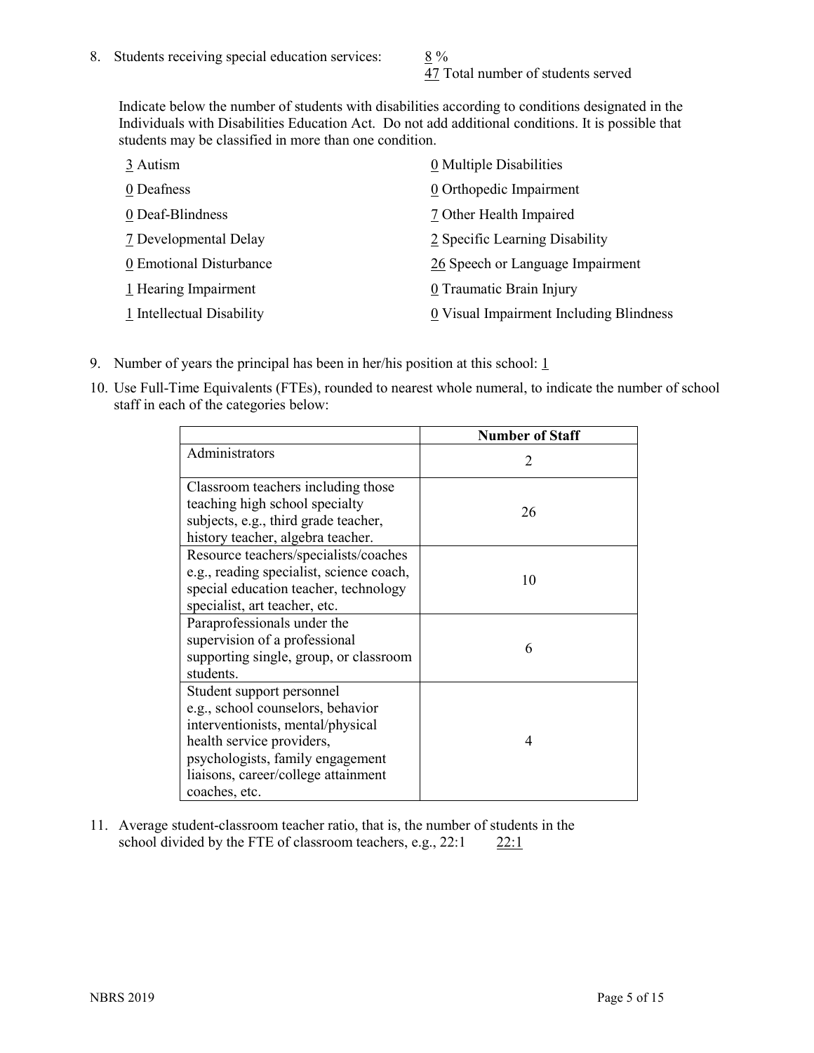8. Students receiving special education services: 8 %
47 Total number of students served

Indicate below the number of students with disabilities according to conditions designated in the Individuals with Disabilities Education Act. Do not add additional conditions. It is possible that students may be classified in more than one condition.

3 Autism
0 Deafness
0 Deaf-Blindness
7 Developmental Delay
0 Emotional Disturbance
1 Hearing Impairment
1 Intellectual Disability
0 Multiple Disabilities
0 Orthopedic Impairment
7 Other Health Impaired
2 Specific Learning Disability
26 Speech or Language Impairment
0 Traumatic Brain Injury
0 Visual Impairment Including Blindness

9. Number of years the principal has been in her/his position at this school: 1

10. Use Full-Time Equivalents (FTEs), rounded to nearest whole numeral, to indicate the number of school staff in each of the categories below:

| | Number of Staff |
|---|---|
| Administrators | 2 |
| Classroom teachers including those teaching high school specialty subjects, e.g., third grade teacher, history teacher, algebra teacher. | 26 |
| Resource teachers/specialists/coaches e.g., reading specialist, science coach, special education teacher, technology specialist, art teacher, etc. | 10 |
| Paraprofessionals under the supervision of a professional supporting single, group, or classroom students. | 6 |
| Student support personnel e.g., school counselors, behavior interventionists, mental/physical health service providers, psychologists, family engagement liaisons, career/college attainment coaches, etc. | 4 |

11. Average student-classroom teacher ratio, that is, the number of students in the school divided by the FTE of classroom teachers, e.g., 22:1 22:1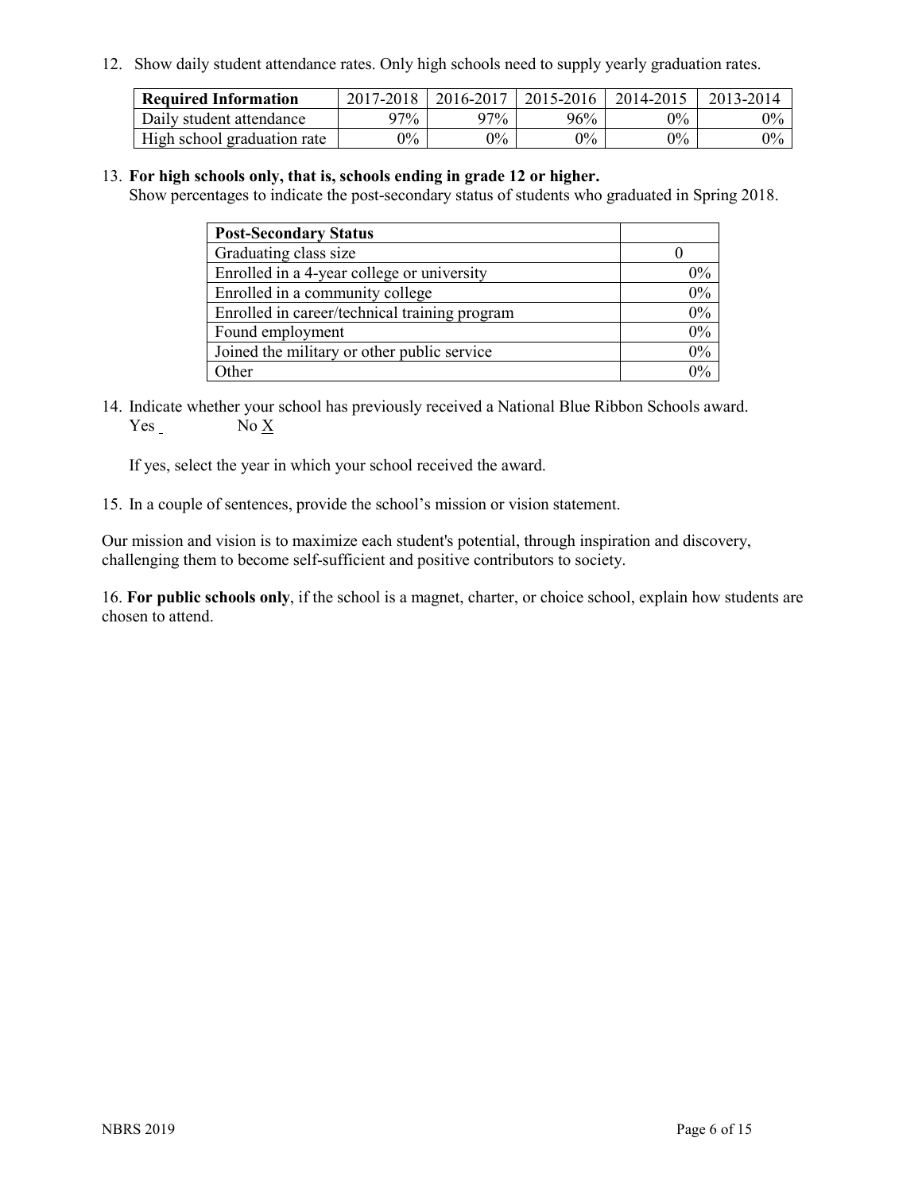12. Show daily student attendance rates. Only high schools need to supply yearly graduation rates.

| Required Information | 2017-2018 | 2016-2017 | 2015-2016 | 2014-2015 | 2013-2014 |
|---|---|---|---|---|---|
| Daily student attendance | 97% | 97% | 96% | 0% | 0% |
| High school graduation rate | 0% | 0% | 0% | 0% | 0% |

13. **For high schools only, that is, schools ending in grade 12 or higher.**
Show percentages to indicate the post-secondary status of students who graduated in Spring 2018.

| Post-Secondary Status | |
|---|---|
| Graduating class size | 0 |
| Enrolled in a 4-year college or university | 0% |
| Enrolled in a community college | 0% |
| Enrolled in career/technical training program | 0% |
| Found employment | 0% |
| Joined the military or other public service | 0% |
| Other | 0% |

14. Indicate whether your school has previously received a National Blue Ribbon Schools award.
Yes _ No X

If yes, select the year in which your school received the award.

15. In a couple of sentences, provide the school's mission or vision statement.

Our mission and vision is to maximize each student's potential, through inspiration and discovery, challenging them to become self-sufficient and positive contributors to society.

16. **For public schools only**, if the school is a magnet, charter, or choice school, explain how students are chosen to attend.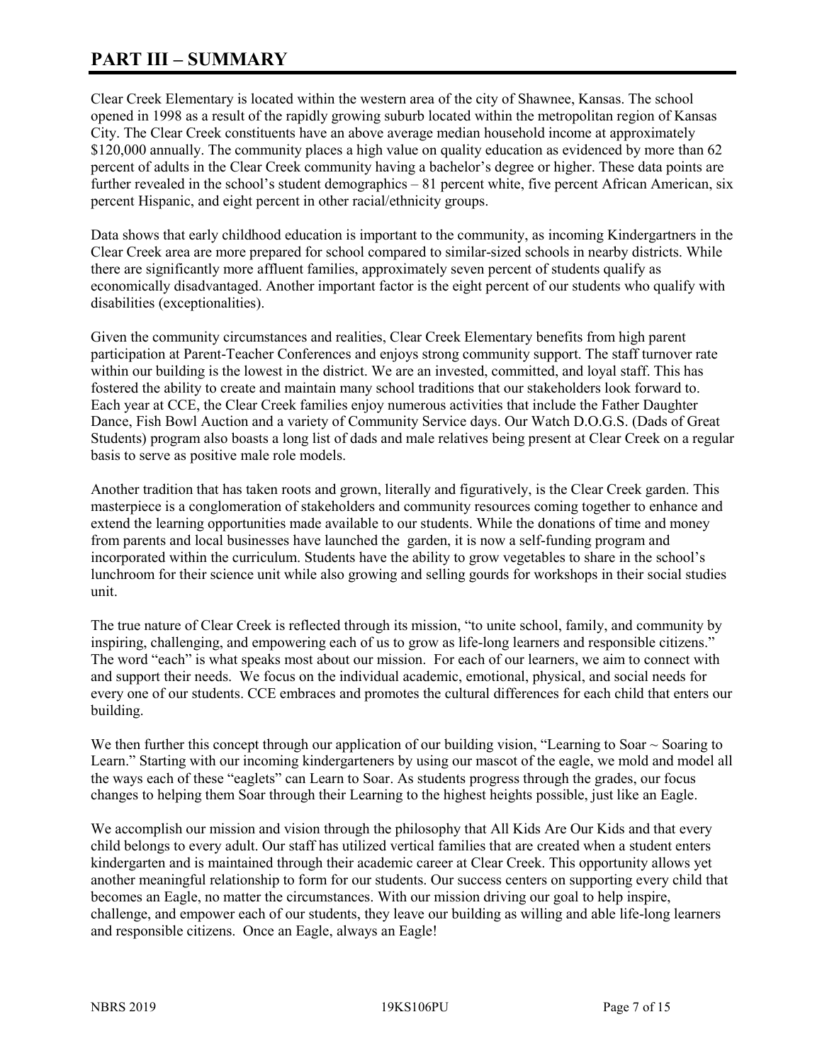# PART III – SUMMARY

Clear Creek Elementary is located within the western area of the city of Shawnee, Kansas. The school opened in 1998 as a result of the rapidly growing suburb located within the metropolitan region of Kansas City. The Clear Creek constituents have an above average median household income at approximately $120,000 annually. The community places a high value on quality education as evidenced by more than 62 percent of adults in the Clear Creek community having a bachelor's degree or higher. These data points are further revealed in the school's student demographics – 81 percent white, five percent African American, six percent Hispanic, and eight percent in other racial/ethnicity groups.

Data shows that early childhood education is important to the community, as incoming Kindergartners in the Clear Creek area are more prepared for school compared to similar-sized schools in nearby districts. While there are significantly more affluent families, approximately seven percent of students qualify as economically disadvantaged. Another important factor is the eight percent of our students who qualify with disabilities (exceptionalities).

Given the community circumstances and realities, Clear Creek Elementary benefits from high parent participation at Parent-Teacher Conferences and enjoys strong community support. The staff turnover rate within our building is the lowest in the district. We are an invested, committed, and loyal staff. This has fostered the ability to create and maintain many school traditions that our stakeholders look forward to. Each year at CCE, the Clear Creek families enjoy numerous activities that include the Father Daughter Dance, Fish Bowl Auction and a variety of Community Service days. Our Watch D.O.G.S. (Dads of Great Students) program also boasts a long list of dads and male relatives being present at Clear Creek on a regular basis to serve as positive male role models.

Another tradition that has taken roots and grown, literally and figuratively, is the Clear Creek garden. This masterpiece is a conglomeration of stakeholders and community resources coming together to enhance and extend the learning opportunities made available to our students. While the donations of time and money from parents and local businesses have launched the garden, it is now a self-funding program and incorporated within the curriculum. Students have the ability to grow vegetables to share in the school's lunchroom for their science unit while also growing and selling gourds for workshops in their social studies unit.

The true nature of Clear Creek is reflected through its mission, "to unite school, family, and community by inspiring, challenging, and empowering each of us to grow as life-long learners and responsible citizens." The word "each" is what speaks most about our mission. For each of our learners, we aim to connect with and support their needs. We focus on the individual academic, emotional, physical, and social needs for every one of our students. CCE embraces and promotes the cultural differences for each child that enters our building.

We then further this concept through our application of our building vision, "Learning to Soar ~ Soaring to Learn." Starting with our incoming kindergarteners by using our mascot of the eagle, we mold and model all the ways each of these "eaglets" can Learn to Soar. As students progress through the grades, our focus changes to helping them Soar through their Learning to the highest heights possible, just like an Eagle.

We accomplish our mission and vision through the philosophy that All Kids Are Our Kids and that every child belongs to every adult. Our staff has utilized vertical families that are created when a student enters kindergarten and is maintained through their academic career at Clear Creek. This opportunity allows yet another meaningful relationship to form for our students. Our success centers on supporting every child that becomes an Eagle, no matter the circumstances. With our mission driving our goal to help inspire, challenge, and empower each of our students, they leave our building as willing and able life-long learners and responsible citizens. Once an Eagle, always an Eagle!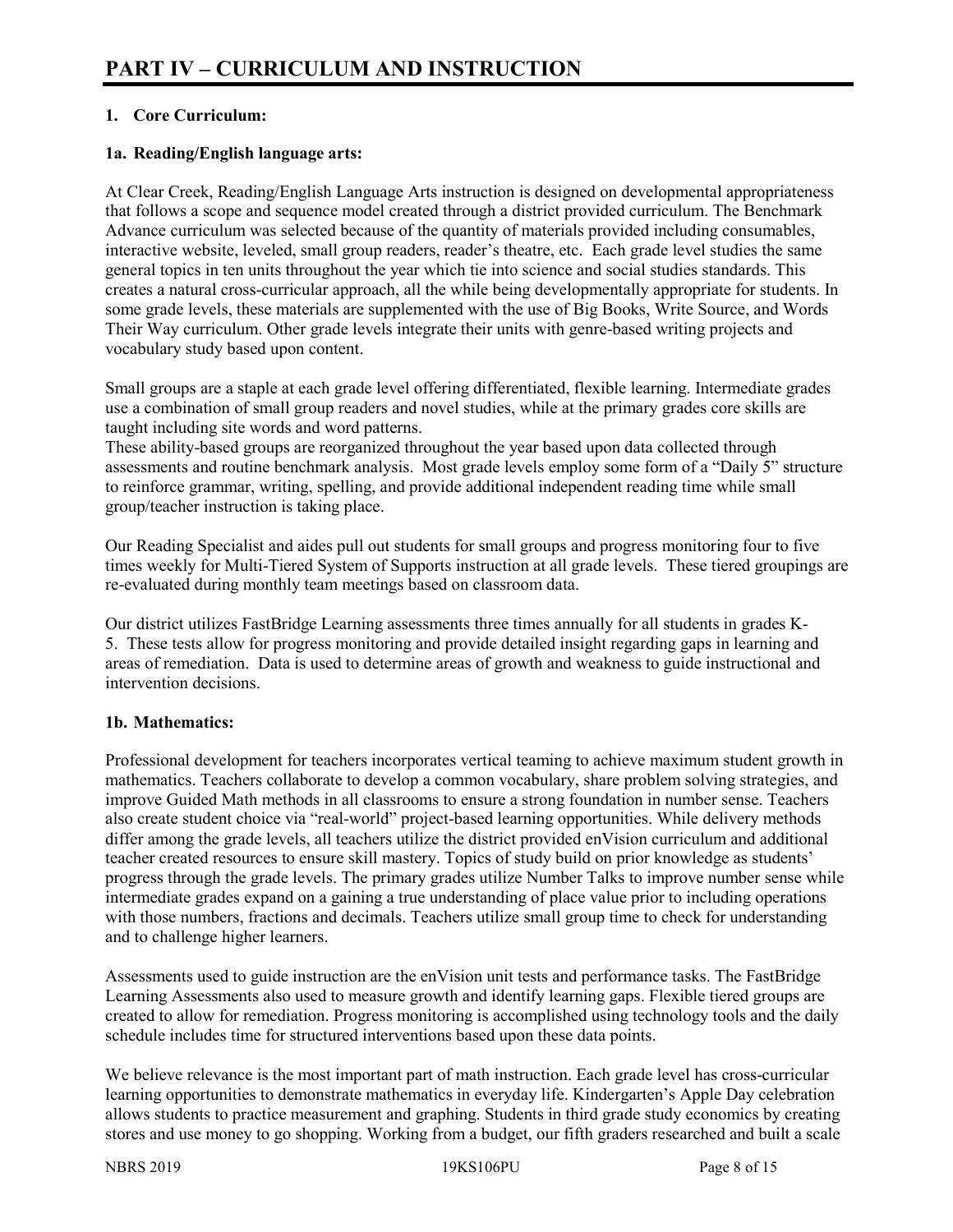# PART IV – CURRICULUM AND INSTRUCTION

## 1. Core Curriculum:

### 1a. Reading/English language arts:

At Clear Creek, Reading/English Language Arts instruction is designed on developmental appropriateness that follows a scope and sequence model created through a district provided curriculum. The Benchmark Advance curriculum was selected because of the quantity of materials provided including consumables, interactive website, leveled, small group readers, reader's theatre, etc. Each grade level studies the same general topics in ten units throughout the year which tie into science and social studies standards. This creates a natural cross-curricular approach, all the while being developmentally appropriate for students. In some grade levels, these materials are supplemented with the use of Big Books, Write Source, and Words Their Way curriculum. Other grade levels integrate their units with genre-based writing projects and vocabulary study based upon content.

Small groups are a staple at each grade level offering differentiated, flexible learning. Intermediate grades use a combination of small group readers and novel studies, while at the primary grades core skills are taught including site words and word patterns.

These ability-based groups are reorganized throughout the year based upon data collected through assessments and routine benchmark analysis. Most grade levels employ some form of a "Daily 5" structure to reinforce grammar, writing, spelling, and provide additional independent reading time while small group/teacher instruction is taking place.

Our Reading Specialist and aides pull out students for small groups and progress monitoring four to five times weekly for Multi-Tiered System of Supports instruction at all grade levels. These tiered groupings are re-evaluated during monthly team meetings based on classroom data.

Our district utilizes FastBridge Learning assessments three times annually for all students in grades K-5. These tests allow for progress monitoring and provide detailed insight regarding gaps in learning and areas of remediation. Data is used to determine areas of growth and weakness to guide instructional and intervention decisions.

### 1b. Mathematics:

Professional development for teachers incorporates vertical teaming to achieve maximum student growth in mathematics. Teachers collaborate to develop a common vocabulary, share problem solving strategies, and improve Guided Math methods in all classrooms to ensure a strong foundation in number sense. Teachers also create student choice via "real-world" project-based learning opportunities. While delivery methods differ among the grade levels, all teachers utilize the district provided enVision curriculum and additional teacher created resources to ensure skill mastery. Topics of study build on prior knowledge as students' progress through the grade levels. The primary grades utilize Number Talks to improve number sense while intermediate grades expand on a gaining a true understanding of place value prior to including operations with those numbers, fractions and decimals. Teachers utilize small group time to check for understanding and to challenge higher learners.

Assessments used to guide instruction are the enVision unit tests and performance tasks. The FastBridge Learning Assessments also used to measure growth and identify learning gaps. Flexible tiered groups are created to allow for remediation. Progress monitoring is accomplished using technology tools and the daily schedule includes time for structured interventions based upon these data points.

We believe relevance is the most important part of math instruction. Each grade level has cross-curricular learning opportunities to demonstrate mathematics in everyday life. Kindergarten's Apple Day celebration allows students to practice measurement and graphing. Students in third grade study economics by creating stores and use money to go shopping. Working from a budget, our fifth graders researched and built a scale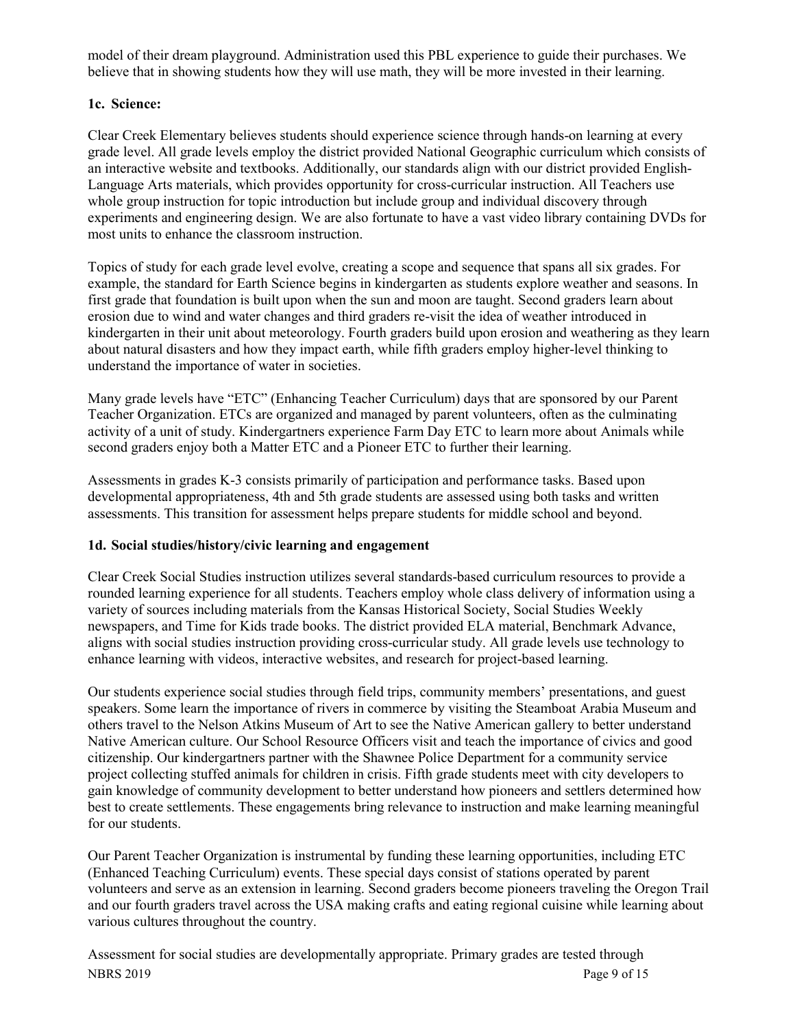model of their dream playground. Administration used this PBL experience to guide their purchases. We believe that in showing students how they will use math, they will be more invested in their learning.

### 1c. Science:

Clear Creek Elementary believes students should experience science through hands-on learning at every grade level. All grade levels employ the district provided National Geographic curriculum which consists of an interactive website and textbooks. Additionally, our standards align with our district provided English-Language Arts materials, which provides opportunity for cross-curricular instruction. All Teachers use whole group instruction for topic introduction but include group and individual discovery through experiments and engineering design. We are also fortunate to have a vast video library containing DVDs for most units to enhance the classroom instruction.

Topics of study for each grade level evolve, creating a scope and sequence that spans all six grades. For example, the standard for Earth Science begins in kindergarten as students explore weather and seasons. In first grade that foundation is built upon when the sun and moon are taught. Second graders learn about erosion due to wind and water changes and third graders re-visit the idea of weather introduced in kindergarten in their unit about meteorology. Fourth graders build upon erosion and weathering as they learn about natural disasters and how they impact earth, while fifth graders employ higher-level thinking to understand the importance of water in societies.

Many grade levels have "ETC" (Enhancing Teacher Curriculum) days that are sponsored by our Parent Teacher Organization. ETCs are organized and managed by parent volunteers, often as the culminating activity of a unit of study. Kindergartners experience Farm Day ETC to learn more about Animals while second graders enjoy both a Matter ETC and a Pioneer ETC to further their learning.

Assessments in grades K-3 consists primarily of participation and performance tasks. Based upon developmental appropriateness, 4th and 5th grade students are assessed using both tasks and written assessments. This transition for assessment helps prepare students for middle school and beyond.

### 1d. Social studies/history/civic learning and engagement

Clear Creek Social Studies instruction utilizes several standards-based curriculum resources to provide a rounded learning experience for all students. Teachers employ whole class delivery of information using a variety of sources including materials from the Kansas Historical Society, Social Studies Weekly newspapers, and Time for Kids trade books. The district provided ELA material, Benchmark Advance, aligns with social studies instruction providing cross-curricular study. All grade levels use technology to enhance learning with videos, interactive websites, and research for project-based learning.

Our students experience social studies through field trips, community members' presentations, and guest speakers. Some learn the importance of rivers in commerce by visiting the Steamboat Arabia Museum and others travel to the Nelson Atkins Museum of Art to see the Native American gallery to better understand Native American culture. Our School Resource Officers visit and teach the importance of civics and good citizenship. Our kindergartners partner with the Shawnee Police Department for a community service project collecting stuffed animals for children in crisis. Fifth grade students meet with city developers to gain knowledge of community development to better understand how pioneers and settlers determined how best to create settlements. These engagements bring relevance to instruction and make learning meaningful for our students.

Our Parent Teacher Organization is instrumental by funding these learning opportunities, including ETC (Enhanced Teaching Curriculum) events. These special days consist of stations operated by parent volunteers and serve as an extension in learning. Second graders become pioneers traveling the Oregon Trail and our fourth graders travel across the USA making crafts and eating regional cuisine while learning about various cultures throughout the country.

Assessment for social studies are developmentally appropriate. Primary grades are tested through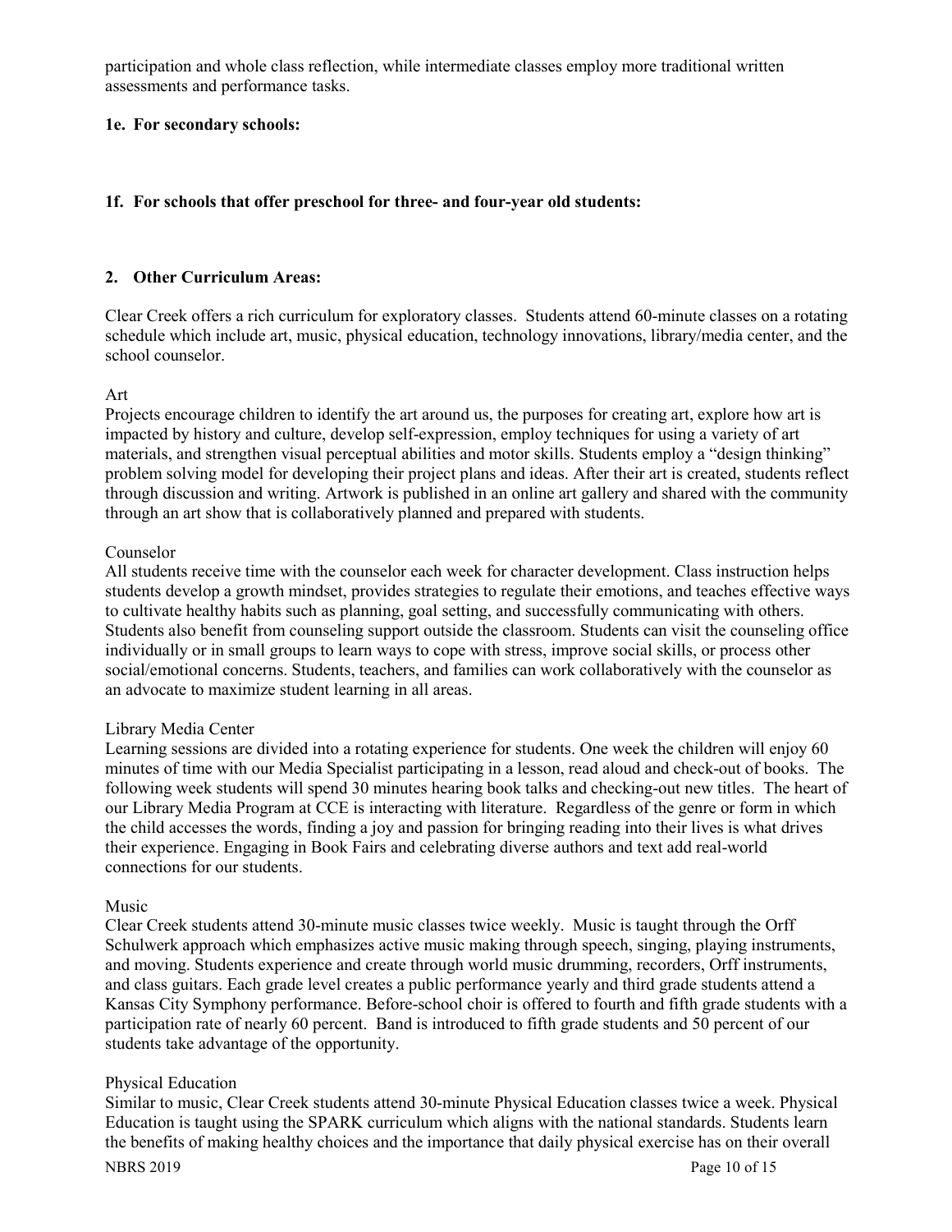participation and whole class reflection, while intermediate classes employ more traditional written assessments and performance tasks.

**1e. For secondary schools:**

**1f. For schools that offer preschool for three- and four-year old students:**

**2. Other Curriculum Areas:**

Clear Creek offers a rich curriculum for exploratory classes. Students attend 60-minute classes on a rotating schedule which include art, music, physical education, technology innovations, library/media center, and the school counselor.

Art

Projects encourage children to identify the art around us, the purposes for creating art, explore how art is impacted by history and culture, develop self-expression, employ techniques for using a variety of art materials, and strengthen visual perceptual abilities and motor skills. Students employ a "design thinking" problem solving model for developing their project plans and ideas. After their art is created, students reflect through discussion and writing. Artwork is published in an online art gallery and shared with the community through an art show that is collaboratively planned and prepared with students.

Counselor

All students receive time with the counselor each week for character development. Class instruction helps students develop a growth mindset, provides strategies to regulate their emotions, and teaches effective ways to cultivate healthy habits such as planning, goal setting, and successfully communicating with others. Students also benefit from counseling support outside the classroom. Students can visit the counseling office individually or in small groups to learn ways to cope with stress, improve social skills, or process other social/emotional concerns. Students, teachers, and families can work collaboratively with the counselor as an advocate to maximize student learning in all areas.

Library Media Center

Learning sessions are divided into a rotating experience for students. One week the children will enjoy 60 minutes of time with our Media Specialist participating in a lesson, read aloud and check-out of books. The following week students will spend 30 minutes hearing book talks and checking-out new titles. The heart of our Library Media Program at CCE is interacting with literature. Regardless of the genre or form in which the child accesses the words, finding a joy and passion for bringing reading into their lives is what drives their experience. Engaging in Book Fairs and celebrating diverse authors and text add real-world connections for our students.

Music

Clear Creek students attend 30-minute music classes twice weekly. Music is taught through the Orff Schulwerk approach which emphasizes active music making through speech, singing, playing instruments, and moving. Students experience and create through world music drumming, recorders, Orff instruments, and class guitars. Each grade level creates a public performance yearly and third grade students attend a Kansas City Symphony performance. Before-school choir is offered to fourth and fifth grade students with a participation rate of nearly 60 percent. Band is introduced to fifth grade students and 50 percent of our students take advantage of the opportunity.

Physical Education

Similar to music, Clear Creek students attend 30-minute Physical Education classes twice a week. Physical Education is taught using the SPARK curriculum which aligns with the national standards. Students learn the benefits of making healthy choices and the importance that daily physical exercise has on their overall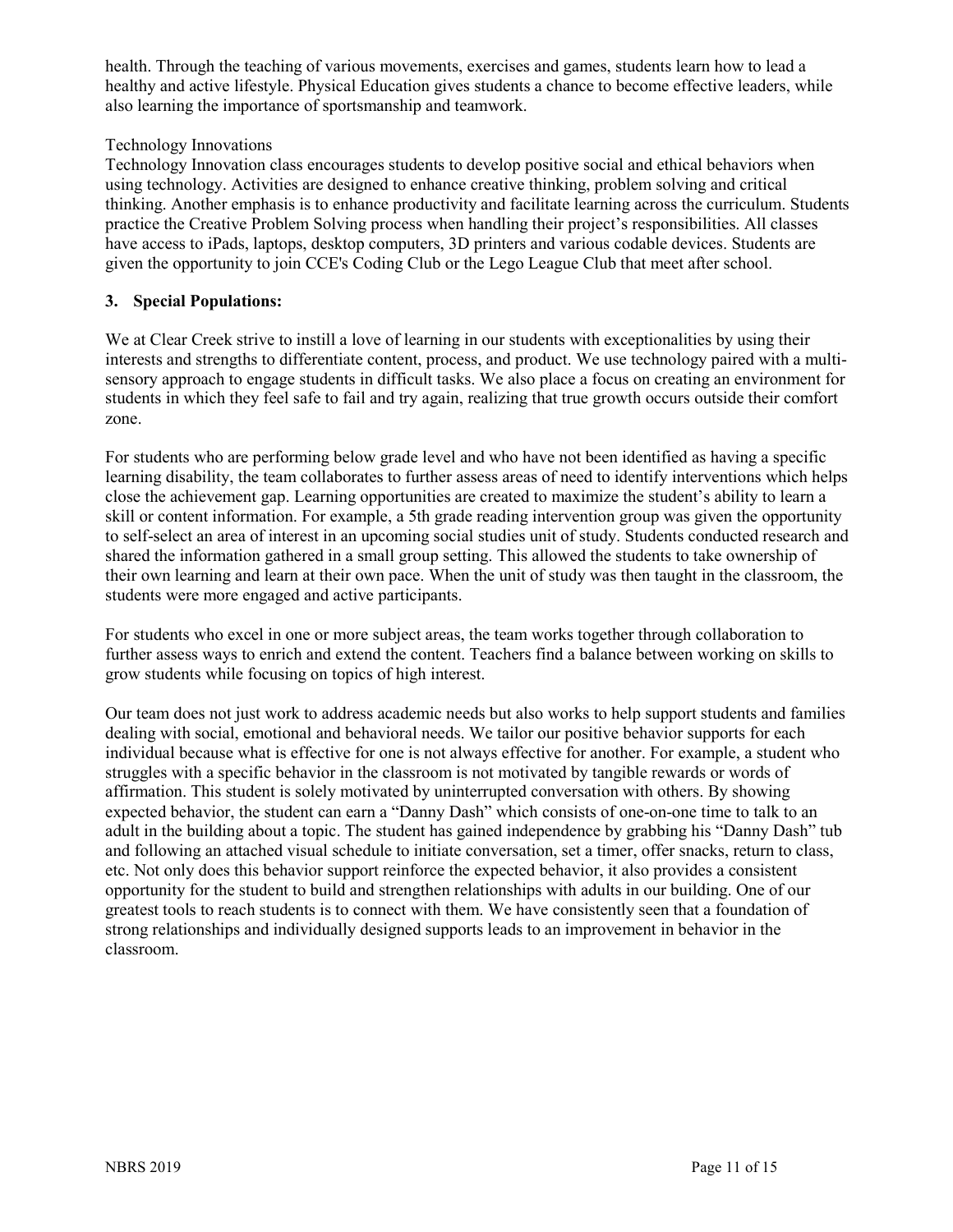health. Through the teaching of various movements, exercises and games, students learn how to lead a healthy and active lifestyle. Physical Education gives students a chance to become effective leaders, while also learning the importance of sportsmanship and teamwork.

Technology Innovations

Technology Innovation class encourages students to develop positive social and ethical behaviors when using technology. Activities are designed to enhance creative thinking, problem solving and critical thinking. Another emphasis is to enhance productivity and facilitate learning across the curriculum. Students practice the Creative Problem Solving process when handling their project's responsibilities. All classes have access to iPads, laptops, desktop computers, 3D printers and various codable devices. Students are given the opportunity to join CCE's Coding Club or the Lego League Club that meet after school.

### 3. Special Populations:

We at Clear Creek strive to instill a love of learning in our students with exceptionalities by using their interests and strengths to differentiate content, process, and product. We use technology paired with a multi-sensory approach to engage students in difficult tasks. We also place a focus on creating an environment for students in which they feel safe to fail and try again, realizing that true growth occurs outside their comfort zone.

For students who are performing below grade level and who have not been identified as having a specific learning disability, the team collaborates to further assess areas of need to identify interventions which helps close the achievement gap. Learning opportunities are created to maximize the student's ability to learn a skill or content information. For example, a 5th grade reading intervention group was given the opportunity to self-select an area of interest in an upcoming social studies unit of study. Students conducted research and shared the information gathered in a small group setting. This allowed the students to take ownership of their own learning and learn at their own pace. When the unit of study was then taught in the classroom, the students were more engaged and active participants.

For students who excel in one or more subject areas, the team works together through collaboration to further assess ways to enrich and extend the content. Teachers find a balance between working on skills to grow students while focusing on topics of high interest.

Our team does not just work to address academic needs but also works to help support students and families dealing with social, emotional and behavioral needs. We tailor our positive behavior supports for each individual because what is effective for one is not always effective for another. For example, a student who struggles with a specific behavior in the classroom is not motivated by tangible rewards or words of affirmation. This student is solely motivated by uninterrupted conversation with others. By showing expected behavior, the student can earn a "Danny Dash" which consists of one-on-one time to talk to an adult in the building about a topic. The student has gained independence by grabbing his "Danny Dash" tub and following an attached visual schedule to initiate conversation, set a timer, offer snacks, return to class, etc. Not only does this behavior support reinforce the expected behavior, it also provides a consistent opportunity for the student to build and strengthen relationships with adults in our building. One of our greatest tools to reach students is to connect with them. We have consistently seen that a foundation of strong relationships and individually designed supports leads to an improvement in behavior in the classroom.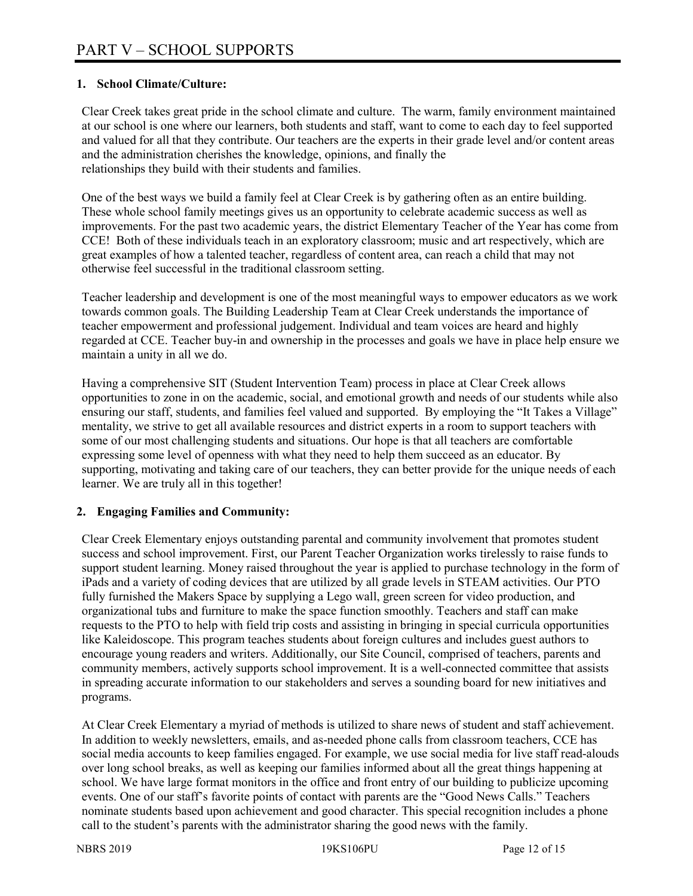# PART V – SCHOOL SUPPORTS

## 1. School Climate/Culture:

Clear Creek takes great pride in the school climate and culture. The warm, family environment maintained at our school is one where our learners, both students and staff, want to come to each day to feel supported and valued for all that they contribute. Our teachers are the experts in their grade level and/or content areas and the administration cherishes the knowledge, opinions, and finally the relationships they build with their students and families.

One of the best ways we build a family feel at Clear Creek is by gathering often as an entire building. These whole school family meetings gives us an opportunity to celebrate academic success as well as improvements. For the past two academic years, the district Elementary Teacher of the Year has come from CCE! Both of these individuals teach in an exploratory classroom; music and art respectively, which are great examples of how a talented teacher, regardless of content area, can reach a child that may not otherwise feel successful in the traditional classroom setting.

Teacher leadership and development is one of the most meaningful ways to empower educators as we work towards common goals. The Building Leadership Team at Clear Creek understands the importance of teacher empowerment and professional judgement. Individual and team voices are heard and highly regarded at CCE. Teacher buy-in and ownership in the processes and goals we have in place help ensure we maintain a unity in all we do.

Having a comprehensive SIT (Student Intervention Team) process in place at Clear Creek allows opportunities to zone in on the academic, social, and emotional growth and needs of our students while also ensuring our staff, students, and families feel valued and supported. By employing the "It Takes a Village" mentality, we strive to get all available resources and district experts in a room to support teachers with some of our most challenging students and situations. Our hope is that all teachers are comfortable expressing some level of openness with what they need to help them succeed as an educator. By supporting, motivating and taking care of our teachers, they can better provide for the unique needs of each learner. We are truly all in this together!

## 2. Engaging Families and Community:

Clear Creek Elementary enjoys outstanding parental and community involvement that promotes student success and school improvement. First, our Parent Teacher Organization works tirelessly to raise funds to support student learning. Money raised throughout the year is applied to purchase technology in the form of iPads and a variety of coding devices that are utilized by all grade levels in STEAM activities. Our PTO fully furnished the Makers Space by supplying a Lego wall, green screen for video production, and organizational tubs and furniture to make the space function smoothly. Teachers and staff can make requests to the PTO to help with field trip costs and assisting in bringing in special curricula opportunities like Kaleidoscope. This program teaches students about foreign cultures and includes guest authors to encourage young readers and writers. Additionally, our Site Council, comprised of teachers, parents and community members, actively supports school improvement. It is a well-connected committee that assists in spreading accurate information to our stakeholders and serves a sounding board for new initiatives and programs.

At Clear Creek Elementary a myriad of methods is utilized to share news of student and staff achievement. In addition to weekly newsletters, emails, and as-needed phone calls from classroom teachers, CCE has social media accounts to keep families engaged. For example, we use social media for live staff read-alouds over long school breaks, as well as keeping our families informed about all the great things happening at school. We have large format monitors in the office and front entry of our building to publicize upcoming events. One of our staff's favorite points of contact with parents are the "Good News Calls." Teachers nominate students based upon achievement and good character. This special recognition includes a phone call to the student's parents with the administrator sharing the good news with the family.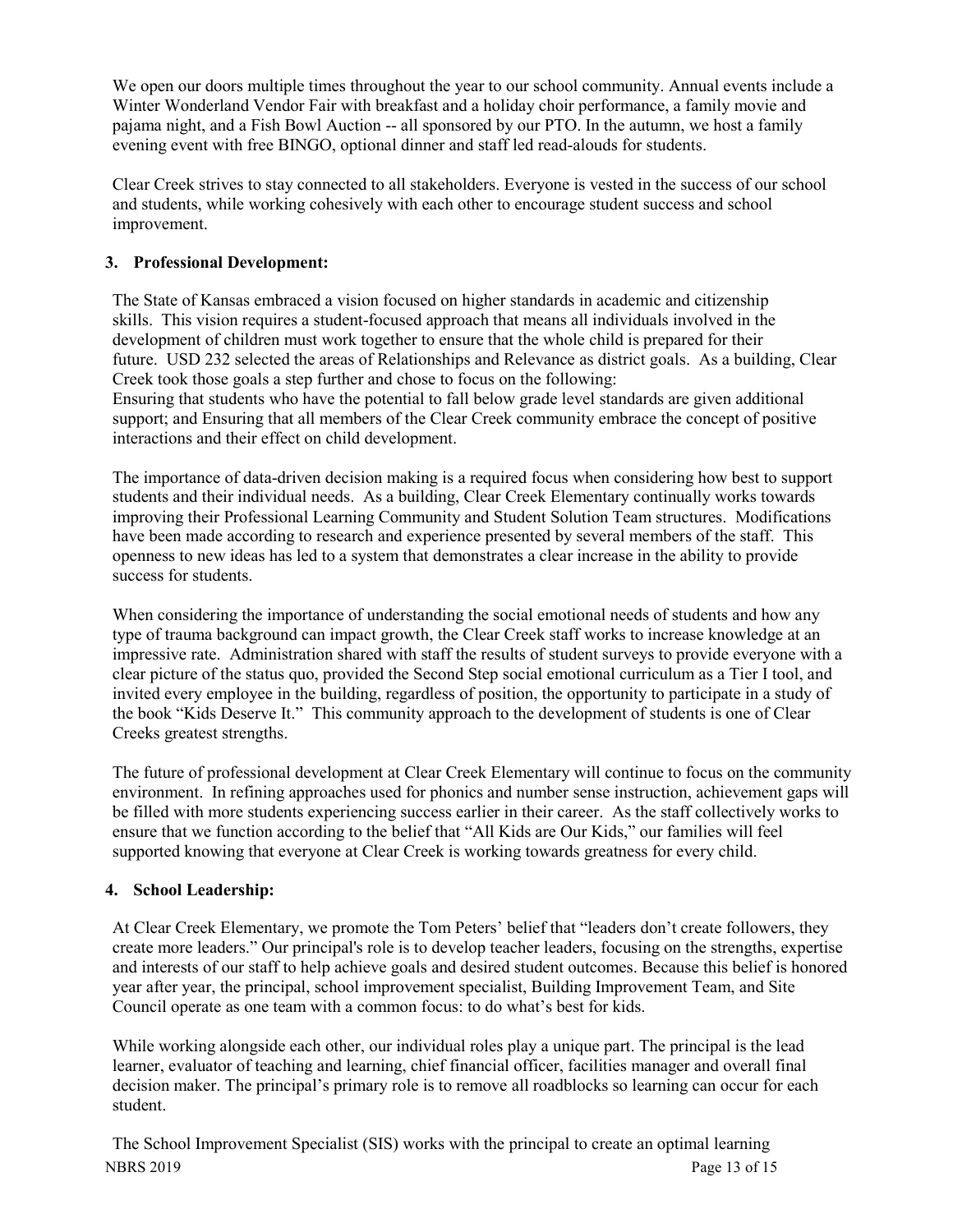We open our doors multiple times throughout the year to our school community. Annual events include a Winter Wonderland Vendor Fair with breakfast and a holiday choir performance, a family movie and pajama night, and a Fish Bowl Auction -- all sponsored by our PTO. In the autumn, we host a family evening event with free BINGO, optional dinner and staff led read-alouds for students.

Clear Creek strives to stay connected to all stakeholders. Everyone is vested in the success of our school and students, while working cohesively with each other to encourage student success and school improvement.

**3. Professional Development:**

The State of Kansas embraced a vision focused on higher standards in academic and citizenship skills. This vision requires a student-focused approach that means all individuals involved in the development of children must work together to ensure that the whole child is prepared for their future. USD 232 selected the areas of Relationships and Relevance as district goals. As a building, Clear Creek took those goals a step further and chose to focus on the following:
Ensuring that students who have the potential to fall below grade level standards are given additional support; and Ensuring that all members of the Clear Creek community embrace the concept of positive interactions and their effect on child development.

The importance of data-driven decision making is a required focus when considering how best to support students and their individual needs. As a building, Clear Creek Elementary continually works towards improving their Professional Learning Community and Student Solution Team structures. Modifications have been made according to research and experience presented by several members of the staff. This openness to new ideas has led to a system that demonstrates a clear increase in the ability to provide success for students.

When considering the importance of understanding the social emotional needs of students and how any type of trauma background can impact growth, the Clear Creek staff works to increase knowledge at an impressive rate. Administration shared with staff the results of student surveys to provide everyone with a clear picture of the status quo, provided the Second Step social emotional curriculum as a Tier I tool, and invited every employee in the building, regardless of position, the opportunity to participate in a study of the book "Kids Deserve It." This community approach to the development of students is one of Clear Creeks greatest strengths.

The future of professional development at Clear Creek Elementary will continue to focus on the community environment. In refining approaches used for phonics and number sense instruction, achievement gaps will be filled with more students experiencing success earlier in their career. As the staff collectively works to ensure that we function according to the belief that "All Kids are Our Kids," our families will feel supported knowing that everyone at Clear Creek is working towards greatness for every child.

**4. School Leadership:**

At Clear Creek Elementary, we promote the Tom Peters' belief that "leaders don't create followers, they create more leaders." Our principal's role is to develop teacher leaders, focusing on the strengths, expertise and interests of our staff to help achieve goals and desired student outcomes. Because this belief is honored year after year, the principal, school improvement specialist, Building Improvement Team, and Site Council operate as one team with a common focus: to do what's best for kids.

While working alongside each other, our individual roles play a unique part. The principal is the lead learner, evaluator of teaching and learning, chief financial officer, facilities manager and overall final decision maker. The principal's primary role is to remove all roadblocks so learning can occur for each student.

The School Improvement Specialist (SIS) works with the principal to create an optimal learning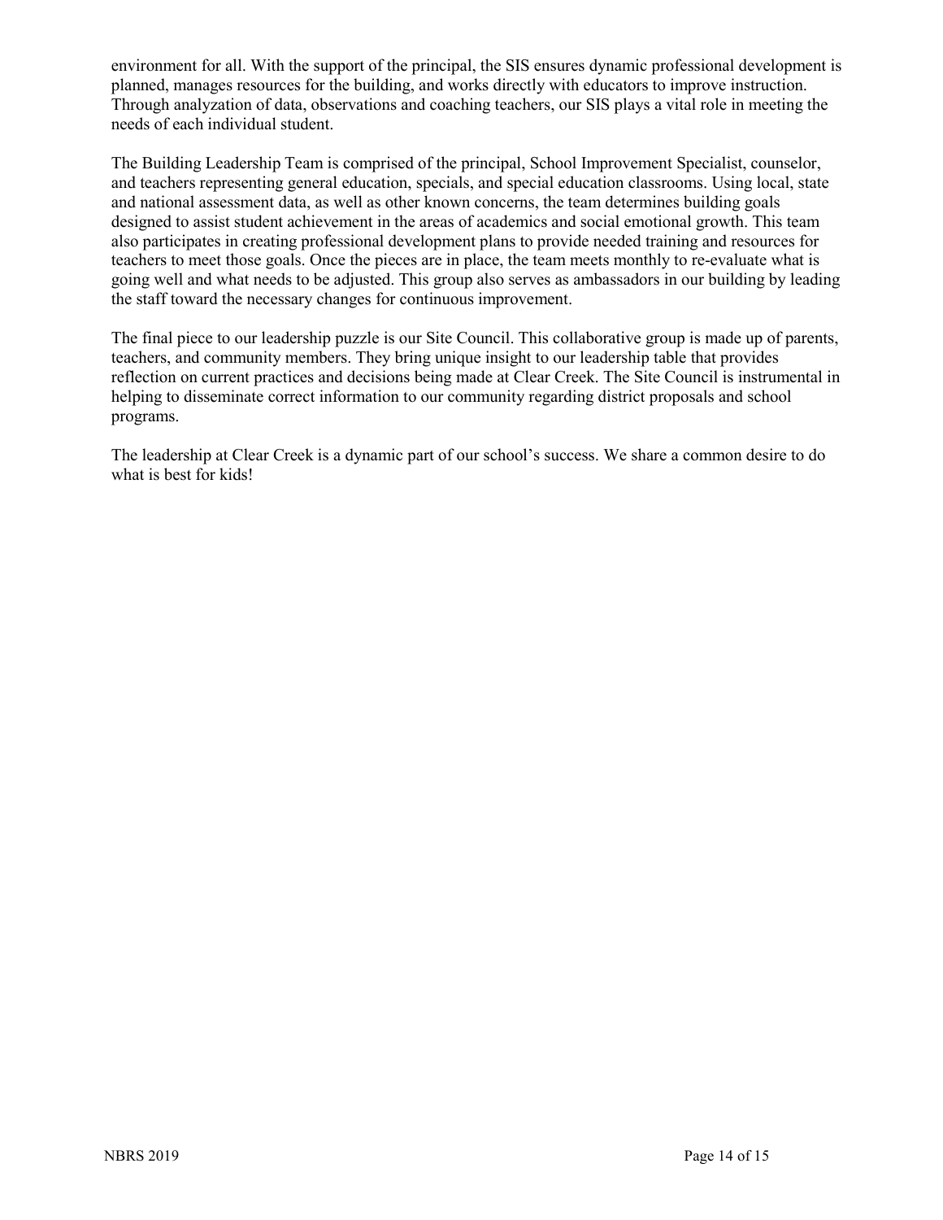environment for all. With the support of the principal, the SIS ensures dynamic professional development is planned, manages resources for the building, and works directly with educators to improve instruction. Through analyzation of data, observations and coaching teachers, our SIS plays a vital role in meeting the needs of each individual student.

The Building Leadership Team is comprised of the principal, School Improvement Specialist, counselor, and teachers representing general education, specials, and special education classrooms. Using local, state and national assessment data, as well as other known concerns, the team determines building goals designed to assist student achievement in the areas of academics and social emotional growth. This team also participates in creating professional development plans to provide needed training and resources for teachers to meet those goals. Once the pieces are in place, the team meets monthly to re-evaluate what is going well and what needs to be adjusted. This group also serves as ambassadors in our building by leading the staff toward the necessary changes for continuous improvement.

The final piece to our leadership puzzle is our Site Council. This collaborative group is made up of parents, teachers, and community members. They bring unique insight to our leadership table that provides reflection on current practices and decisions being made at Clear Creek. The Site Council is instrumental in helping to disseminate correct information to our community regarding district proposals and school programs.

The leadership at Clear Creek is a dynamic part of our school's success. We share a common desire to do what is best for kids!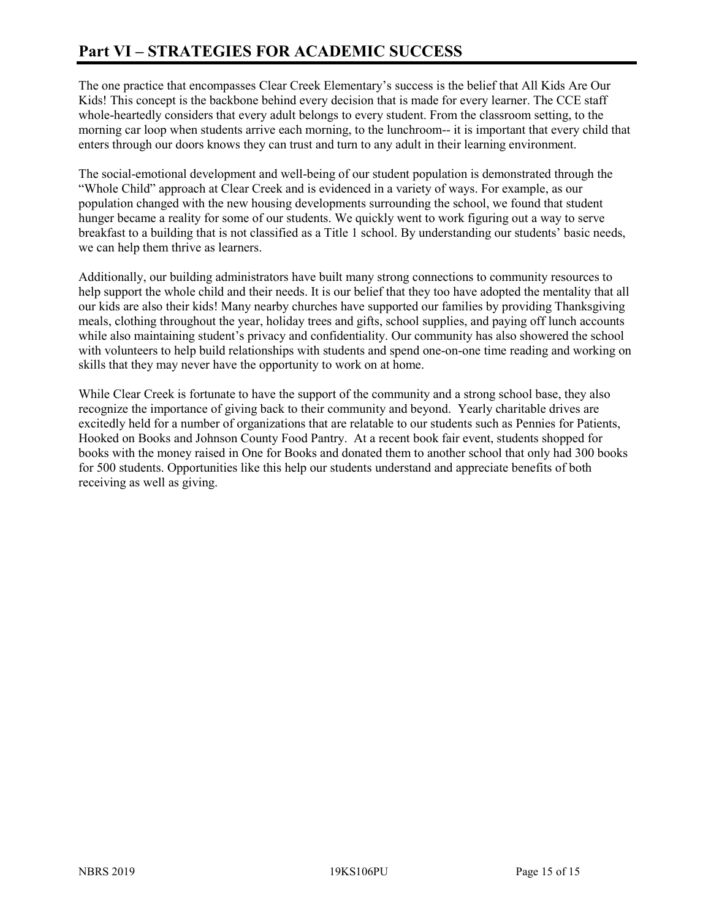# Part VI – STRATEGIES FOR ACADEMIC SUCCESS

The one practice that encompasses Clear Creek Elementary's success is the belief that All Kids Are Our Kids! This concept is the backbone behind every decision that is made for every learner. The CCE staff whole-heartedly considers that every adult belongs to every student. From the classroom setting, to the morning car loop when students arrive each morning, to the lunchroom-- it is important that every child that enters through our doors knows they can trust and turn to any adult in their learning environment.

The social-emotional development and well-being of our student population is demonstrated through the "Whole Child" approach at Clear Creek and is evidenced in a variety of ways. For example, as our population changed with the new housing developments surrounding the school, we found that student hunger became a reality for some of our students. We quickly went to work figuring out a way to serve breakfast to a building that is not classified as a Title 1 school. By understanding our students' basic needs, we can help them thrive as learners.

Additionally, our building administrators have built many strong connections to community resources to help support the whole child and their needs. It is our belief that they too have adopted the mentality that all our kids are also their kids! Many nearby churches have supported our families by providing Thanksgiving meals, clothing throughout the year, holiday trees and gifts, school supplies, and paying off lunch accounts while also maintaining student's privacy and confidentiality. Our community has also showered the school with volunteers to help build relationships with students and spend one-on-one time reading and working on skills that they may never have the opportunity to work on at home.

While Clear Creek is fortunate to have the support of the community and a strong school base, they also recognize the importance of giving back to their community and beyond. Yearly charitable drives are excitedly held for a number of organizations that are relatable to our students such as Pennies for Patients, Hooked on Books and Johnson County Food Pantry. At a recent book fair event, students shopped for books with the money raised in One for Books and donated them to another school that only had 300 books for 500 students. Opportunities like this help our students understand and appreciate benefits of both receiving as well as giving.